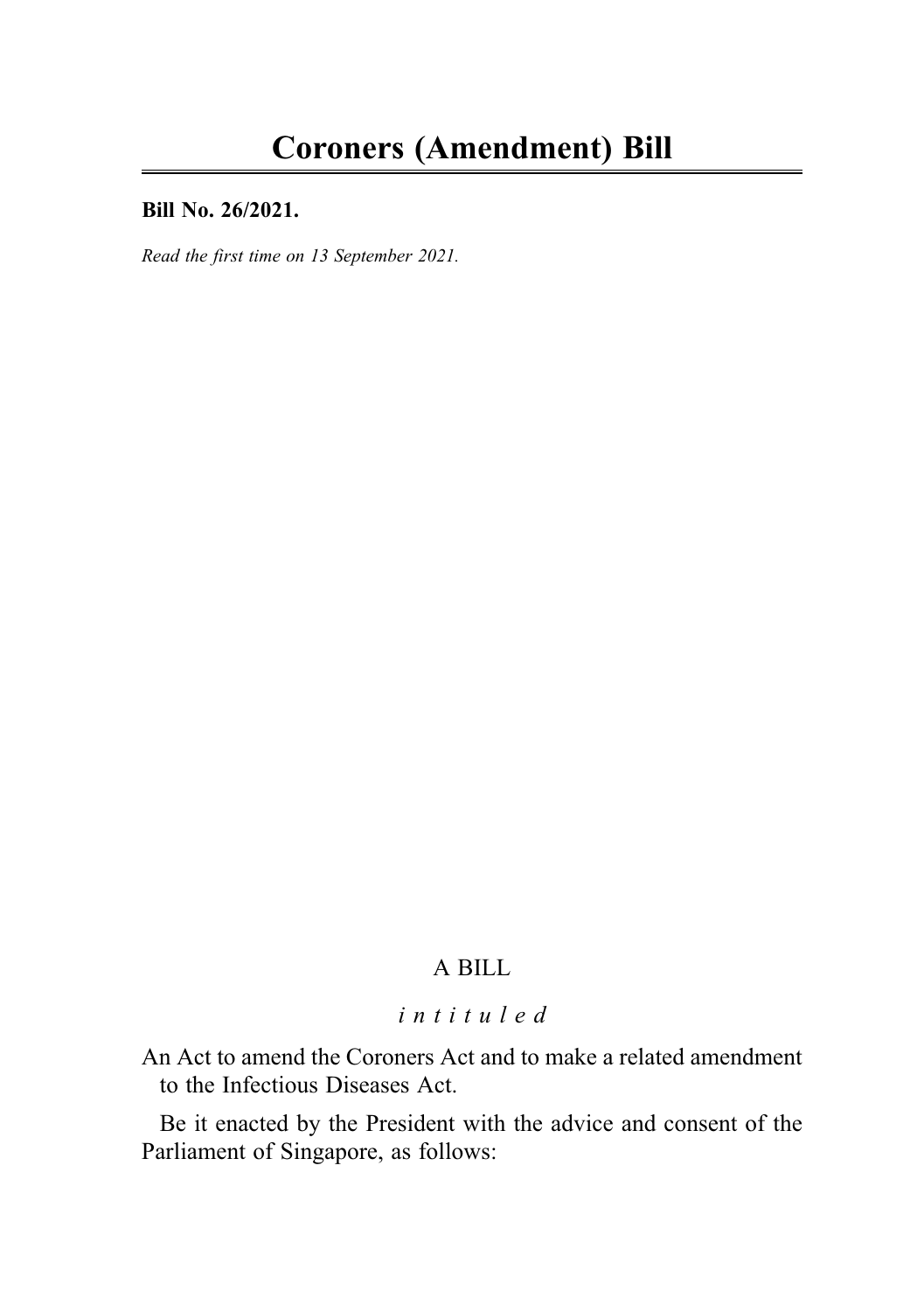# Coroners (Amendment) Bill

**Bill No. 26/2021.**

*Read the first time on 13 September 2021.*

A BILL

*i n t i t u l e d*

An Act to amend the Coroners Act and to make a related amendment to the Infectious Diseases Act.

Be it enacted by the President with the advice and consent of the Parliament of Singapore, as follows: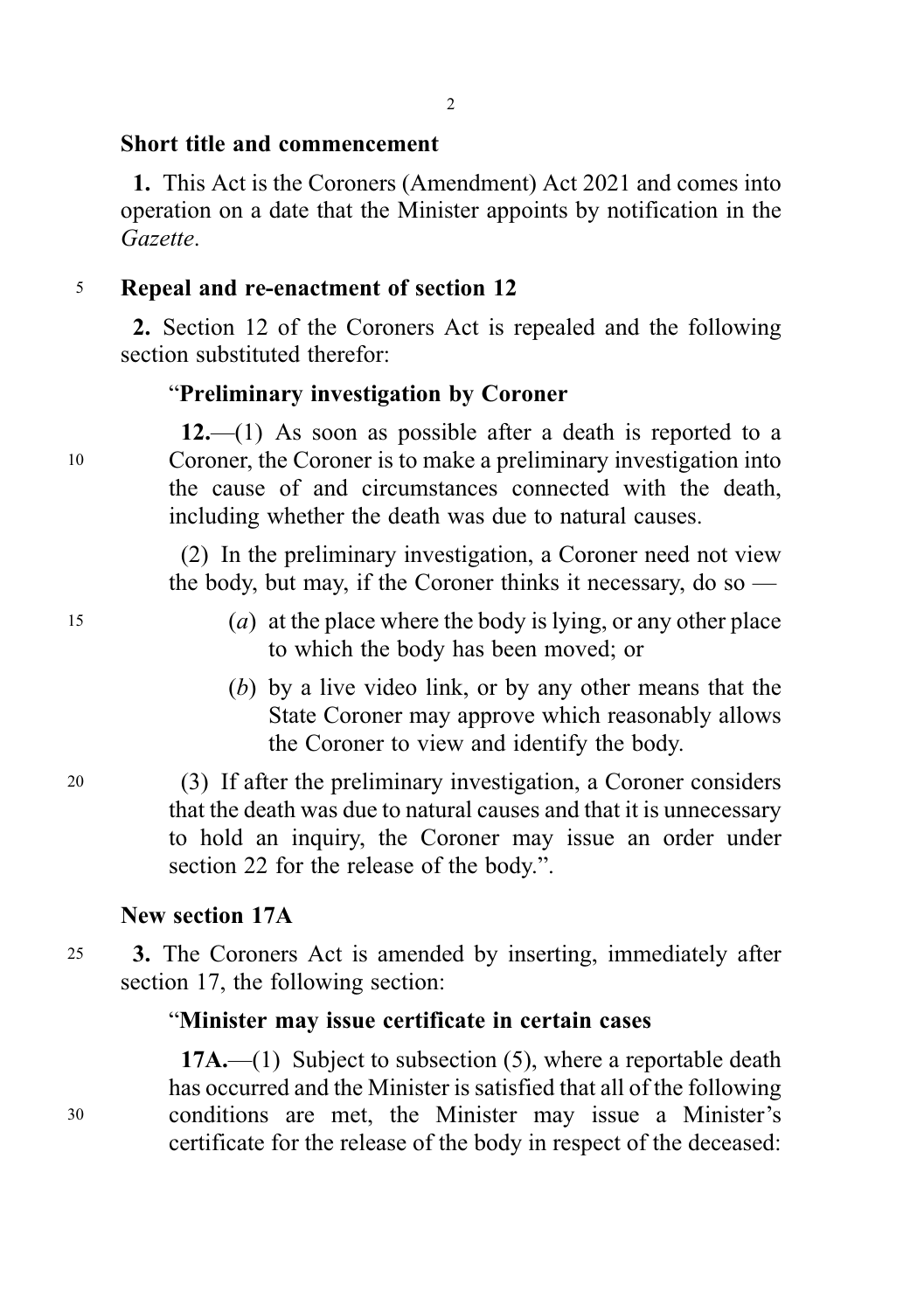**Short title and commencement**

**1.** This Act is the Coroners (Amendment) Act 2021 and comes into operation on a date that the Minister appoints by notification in the *Gazette*.

**Repeal and re-enactment of section 12**

**2.** Section 12 of the Coroners Act is repealed and the following section substituted therefor:

> "**Preliminary investigation by Coroner**
>
> **12.**—(1) As soon as possible after a death is reported to a Coroner, the Coroner is to make a preliminary investigation into the cause of and circumstances connected with the death, including whether the death was due to natural causes.
>
> (2) In the preliminary investigation, a Coroner need not view the body, but may, if the Coroner thinks it necessary, do so —
>
> (*a*) at the place where the body is lying, or any other place to which the body has been moved; or
>
> (*b*) by a live video link, or by any other means that the State Coroner may approve which reasonably allows the Coroner to view and identify the body.
>
> (3) If after the preliminary investigation, a Coroner considers that the death was due to natural causes and that it is unnecessary to hold an inquiry, the Coroner may issue an order under section 22 for the release of the body.".

**New section 17A**

**3.** The Coroners Act is amended by inserting, immediately after section 17, the following section:

> "**Minister may issue certificate in certain cases**
>
> **17A.**—(1) Subject to subsection (5), where a reportable death has occurred and the Minister is satisfied that all of the following conditions are met, the Minister may issue a Minister's certificate for the release of the body in respect of the deceased: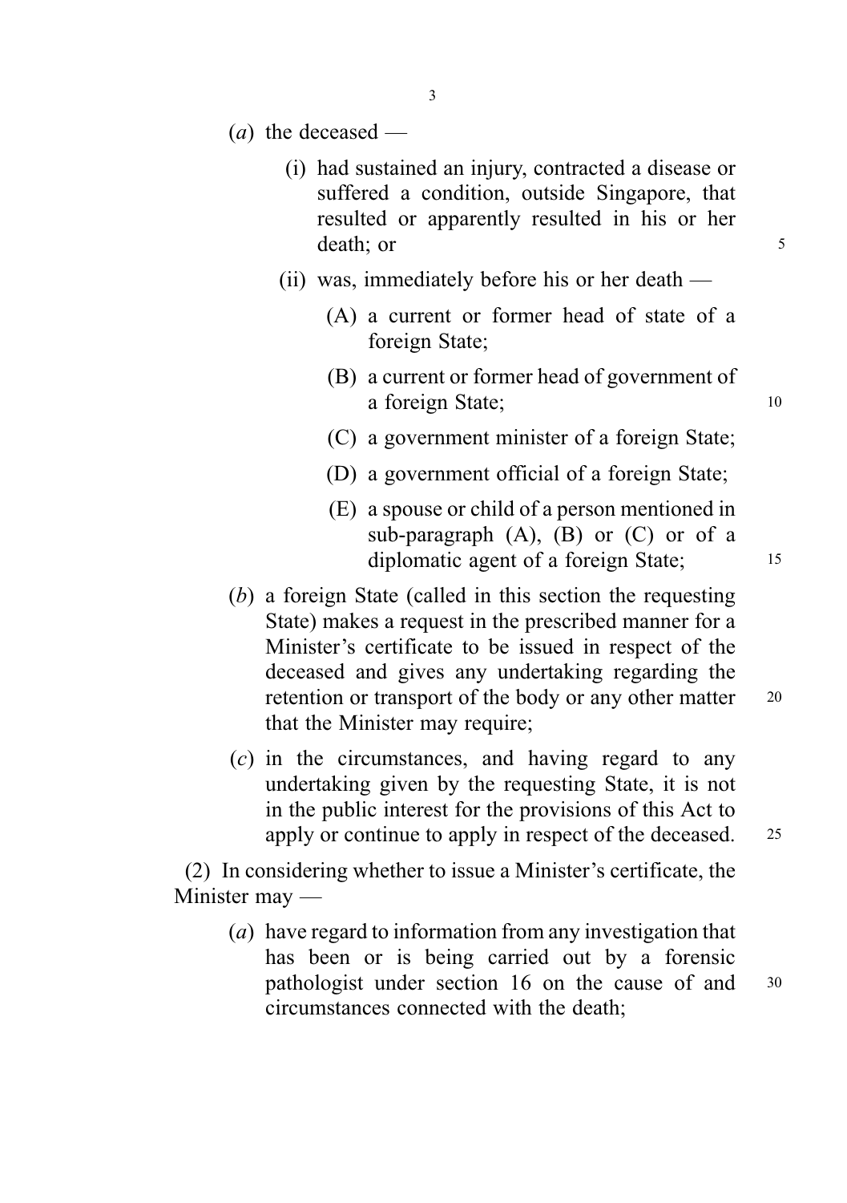(*a*) the deceased —

(i) had sustained an injury, contracted a disease or suffered a condition, outside Singapore, that resulted or apparently resulted in his or her death; or

(ii) was, immediately before his or her death —

(A) a current or former head of state of a foreign State;

(B) a current or former head of government of a foreign State;

(C) a government minister of a foreign State;

(D) a government official of a foreign State;

(E) a spouse or child of a person mentioned in sub-paragraph (A), (B) or (C) or of a diplomatic agent of a foreign State;

(*b*) a foreign State (called in this section the requesting State) makes a request in the prescribed manner for a Minister's certificate to be issued in respect of the deceased and gives any undertaking regarding the retention or transport of the body or any other matter that the Minister may require;

(*c*) in the circumstances, and having regard to any undertaking given by the requesting State, it is not in the public interest for the provisions of this Act to apply or continue to apply in respect of the deceased.

(2) In considering whether to issue a Minister's certificate, the Minister may —

(*a*) have regard to information from any investigation that has been or is being carried out by a forensic pathologist under section 16 on the cause of and circumstances connected with the death;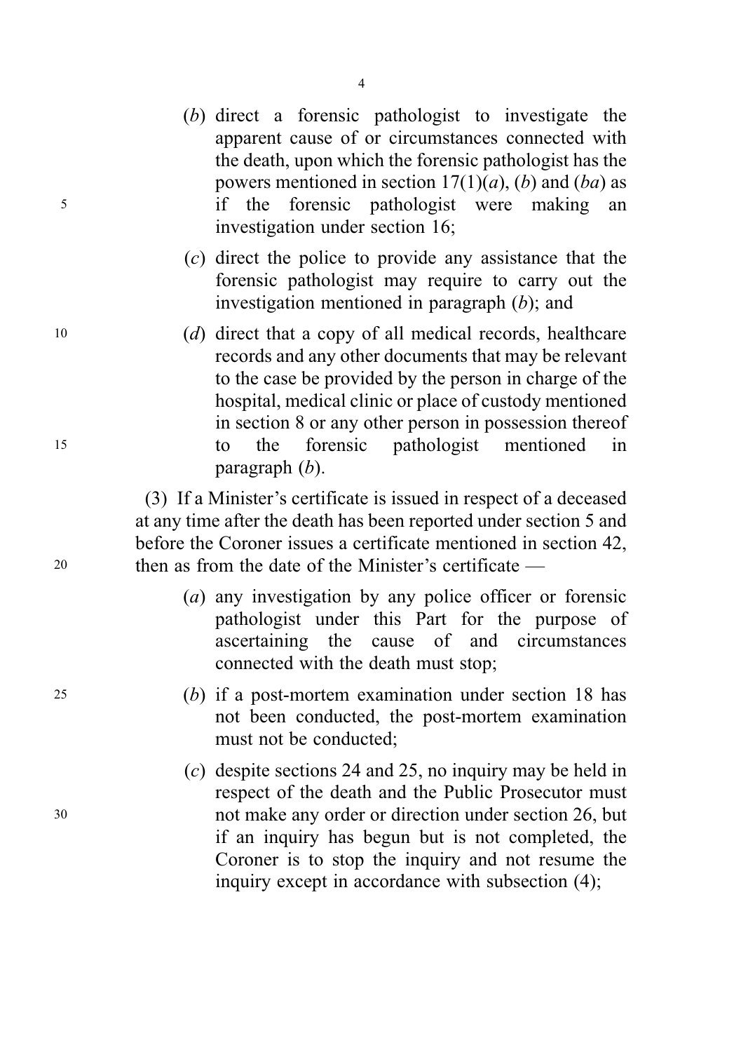(*b*) direct a forensic pathologist to investigate the apparent cause of or circumstances connected with the death, upon which the forensic pathologist has the powers mentioned in section 17(1)(*a*), (*b*) and (*ba*) as if the forensic pathologist were making an investigation under section 16;

(*c*) direct the police to provide any assistance that the forensic pathologist may require to carry out the investigation mentioned in paragraph (*b*); and

(*d*) direct that a copy of all medical records, healthcare records and any other documents that may be relevant to the case be provided by the person in charge of the hospital, medical clinic or place of custody mentioned in section 8 or any other person in possession thereof to the forensic pathologist mentioned in paragraph (*b*).

(3) If a Minister's certificate is issued in respect of a deceased at any time after the death has been reported under section 5 and before the Coroner issues a certificate mentioned in section 42, then as from the date of the Minister's certificate —

(*a*) any investigation by any police officer or forensic pathologist under this Part for the purpose of ascertaining the cause of and circumstances connected with the death must stop;

(*b*) if a post-mortem examination under section 18 has not been conducted, the post-mortem examination must not be conducted;

(*c*) despite sections 24 and 25, no inquiry may be held in respect of the death and the Public Prosecutor must not make any order or direction under section 26, but if an inquiry has begun but is not completed, the Coroner is to stop the inquiry and not resume the inquiry except in accordance with subsection (4);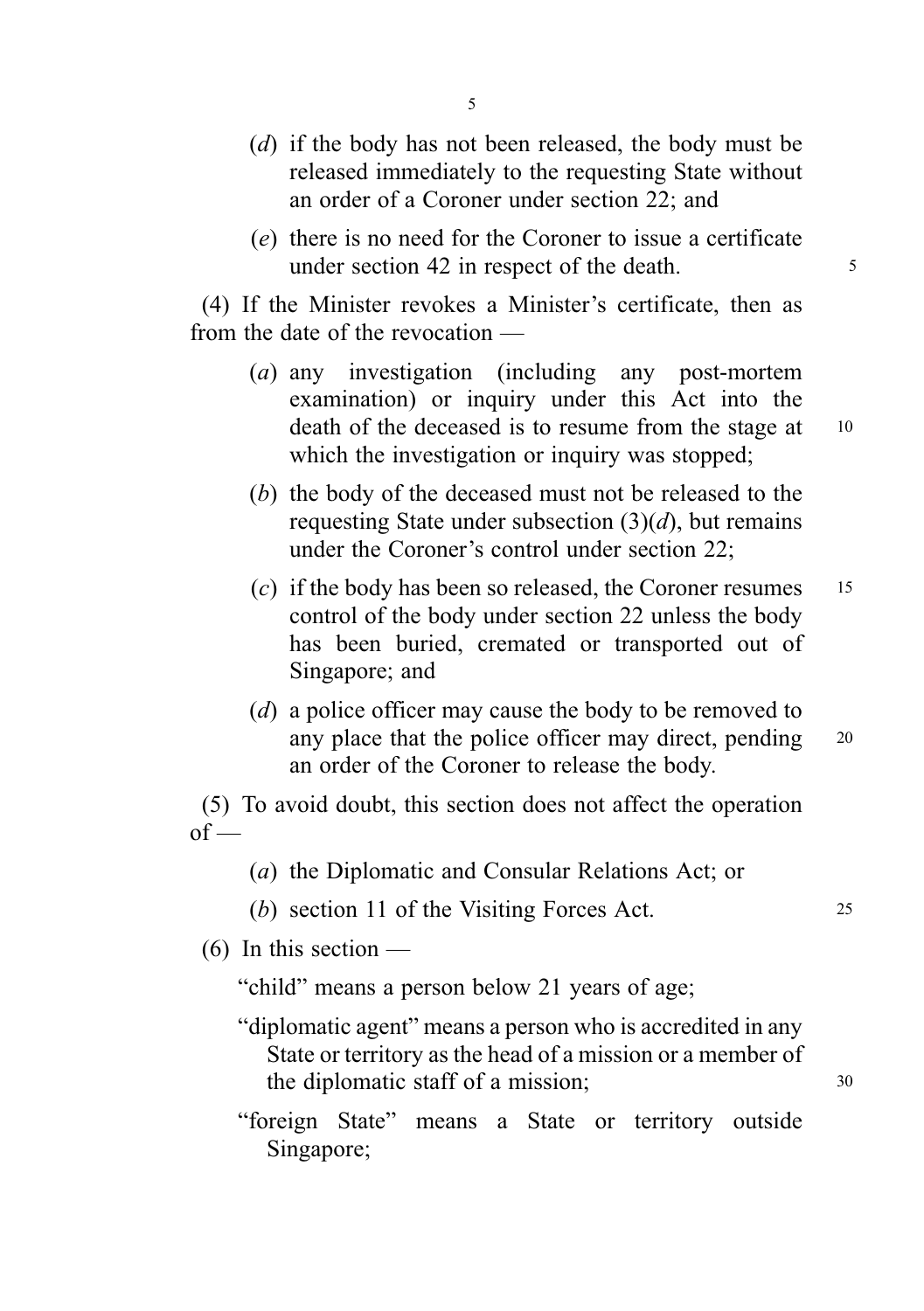(*d*) if the body has not been released, the body must be released immediately to the requesting State without an order of a Coroner under section 22; and

(*e*) there is no need for the Coroner to issue a certificate under section 42 in respect of the death.

(4) If the Minister revokes a Minister's certificate, then as from the date of the revocation —

(*a*) any investigation (including any post-mortem examination) or inquiry under this Act into the death of the deceased is to resume from the stage at which the investigation or inquiry was stopped;

(*b*) the body of the deceased must not be released to the requesting State under subsection (3)(*d*), but remains under the Coroner's control under section 22;

(*c*) if the body has been so released, the Coroner resumes control of the body under section 22 unless the body has been buried, cremated or transported out of Singapore; and

(*d*) a police officer may cause the body to be removed to any place that the police officer may direct, pending an order of the Coroner to release the body.

(5) To avoid doubt, this section does not affect the operation of —

(*a*) the Diplomatic and Consular Relations Act; or

(*b*) section 11 of the Visiting Forces Act.

(6) In this section —

"child" means a person below 21 years of age;

"diplomatic agent" means a person who is accredited in any State or territory as the head of a mission or a member of the diplomatic staff of a mission;

"foreign State" means a State or territory outside Singapore;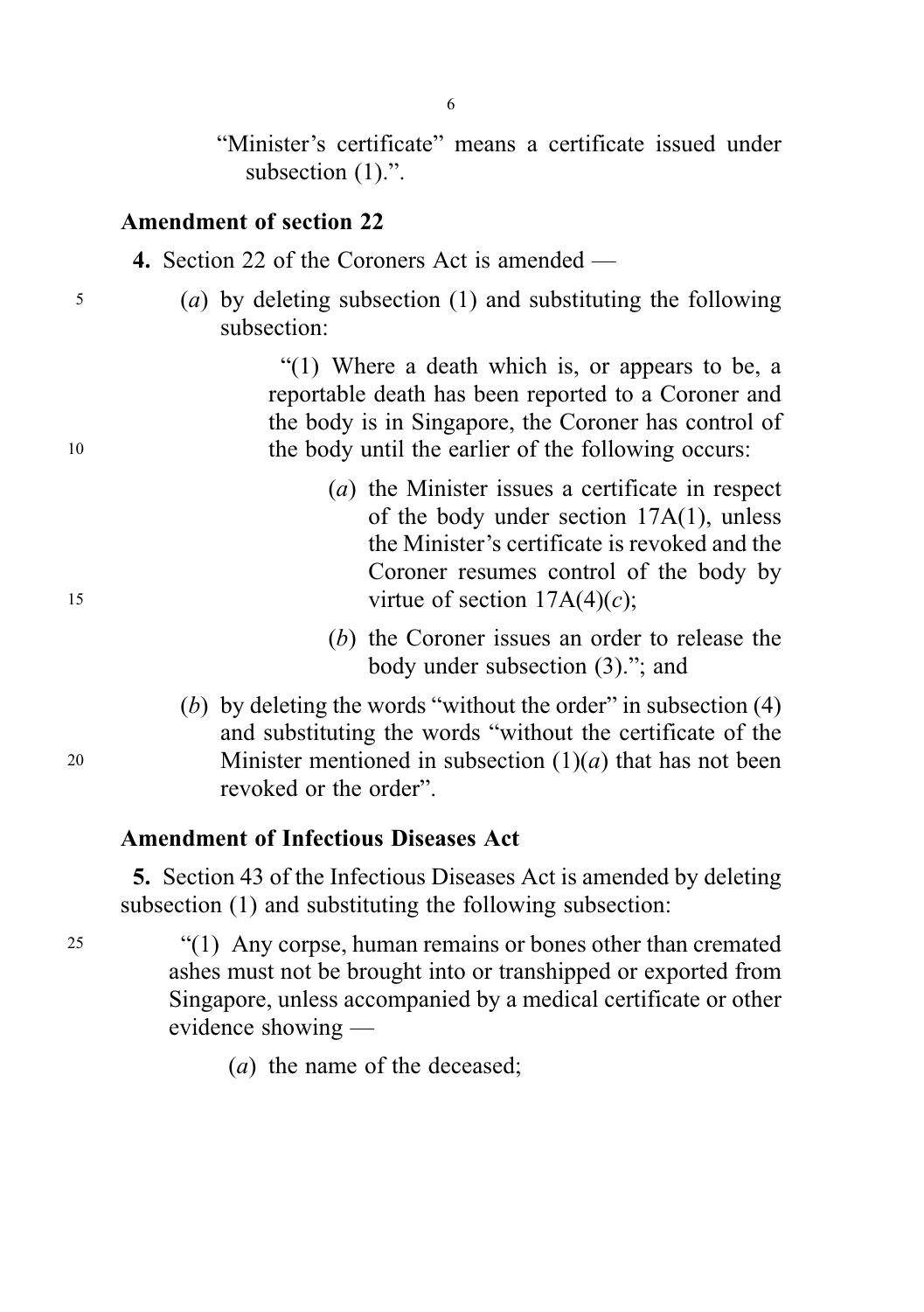"Minister's certificate" means a certificate issued under subsection (1).".

**Amendment of section 22**

**4.** Section 22 of the Coroners Act is amended —

(*a*) by deleting subsection (1) and substituting the following subsection:

"(1) Where a death which is, or appears to be, a reportable death has been reported to a Coroner and the body is in Singapore, the Coroner has control of the body until the earlier of the following occurs:

(*a*) the Minister issues a certificate in respect of the body under section 17A(1), unless the Minister's certificate is revoked and the Coroner resumes control of the body by virtue of section 17A(4)(*c*);

(*b*) the Coroner issues an order to release the body under subsection (3)."; and

(*b*) by deleting the words "without the order" in subsection (4) and substituting the words "without the certificate of the Minister mentioned in subsection (1)(*a*) that has not been revoked or the order".

**Amendment of Infectious Diseases Act**

**5.** Section 43 of the Infectious Diseases Act is amended by deleting subsection (1) and substituting the following subsection:

"(1) Any corpse, human remains or bones other than cremated ashes must not be brought into or transhipped or exported from Singapore, unless accompanied by a medical certificate or other evidence showing —

(*a*) the name of the deceased;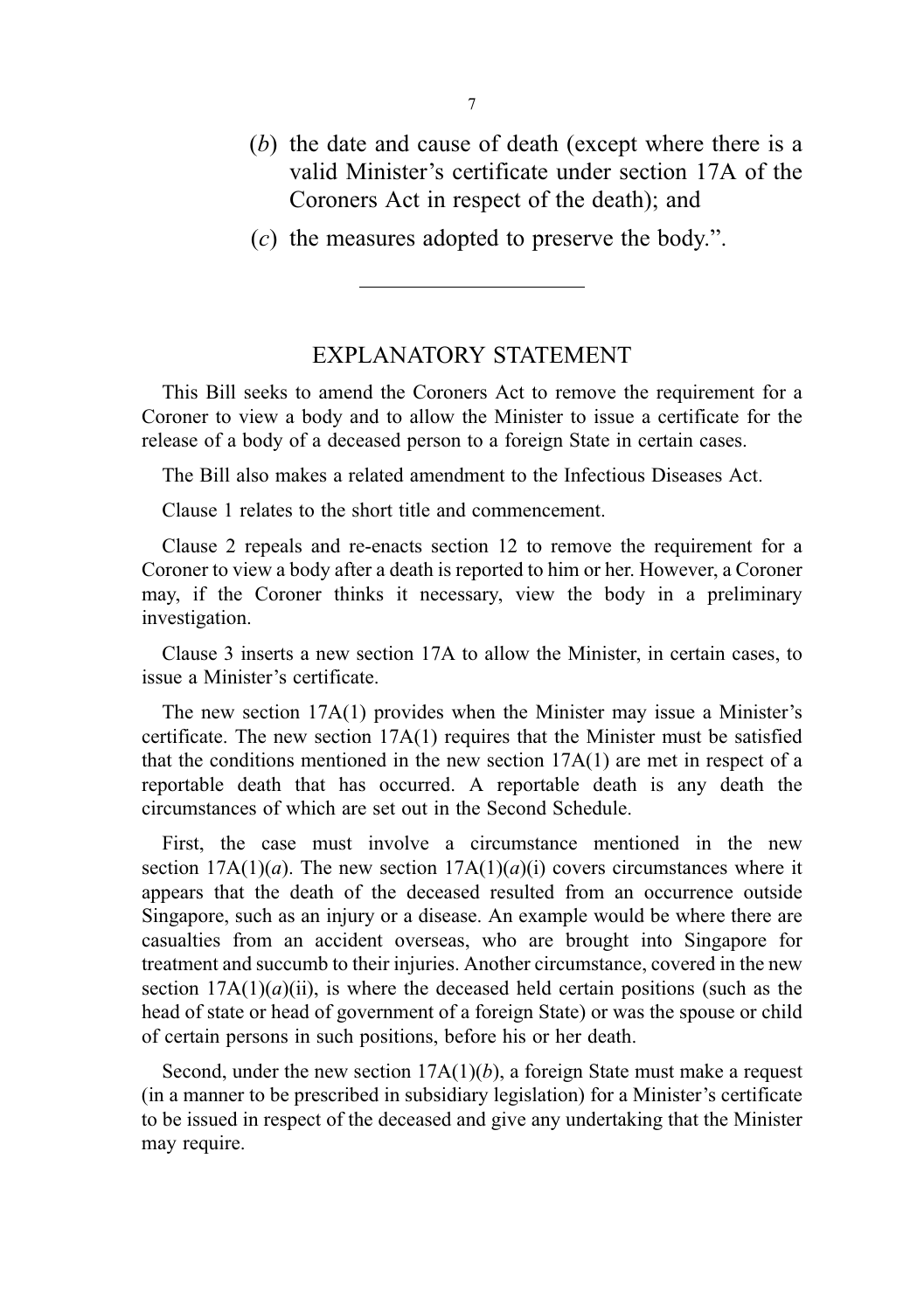(*b*) the date and cause of death (except where there is a valid Minister's certificate under section 17A of the Coroners Act in respect of the death); and

(*c*) the measures adopted to preserve the body.".

---

## EXPLANATORY STATEMENT

This Bill seeks to amend the Coroners Act to remove the requirement for a Coroner to view a body and to allow the Minister to issue a certificate for the release of a body of a deceased person to a foreign State in certain cases.

The Bill also makes a related amendment to the Infectious Diseases Act.

Clause 1 relates to the short title and commencement.

Clause 2 repeals and re-enacts section 12 to remove the requirement for a Coroner to view a body after a death is reported to him or her. However, a Coroner may, if the Coroner thinks it necessary, view the body in a preliminary investigation.

Clause 3 inserts a new section 17A to allow the Minister, in certain cases, to issue a Minister's certificate.

The new section 17A(1) provides when the Minister may issue a Minister's certificate. The new section 17A(1) requires that the Minister must be satisfied that the conditions mentioned in the new section 17A(1) are met in respect of a reportable death that has occurred. A reportable death is any death the circumstances of which are set out in the Second Schedule.

First, the case must involve a circumstance mentioned in the new section 17A(1)(*a*). The new section 17A(1)(*a*)(i) covers circumstances where it appears that the death of the deceased resulted from an occurrence outside Singapore, such as an injury or a disease. An example would be where there are casualties from an accident overseas, who are brought into Singapore for treatment and succumb to their injuries. Another circumstance, covered in the new section 17A(1)(*a*)(ii), is where the deceased held certain positions (such as the head of state or head of government of a foreign State) or was the spouse or child of certain persons in such positions, before his or her death.

Second, under the new section 17A(1)(*b*), a foreign State must make a request (in a manner to be prescribed in subsidiary legislation) for a Minister's certificate to be issued in respect of the deceased and give any undertaking that the Minister may require.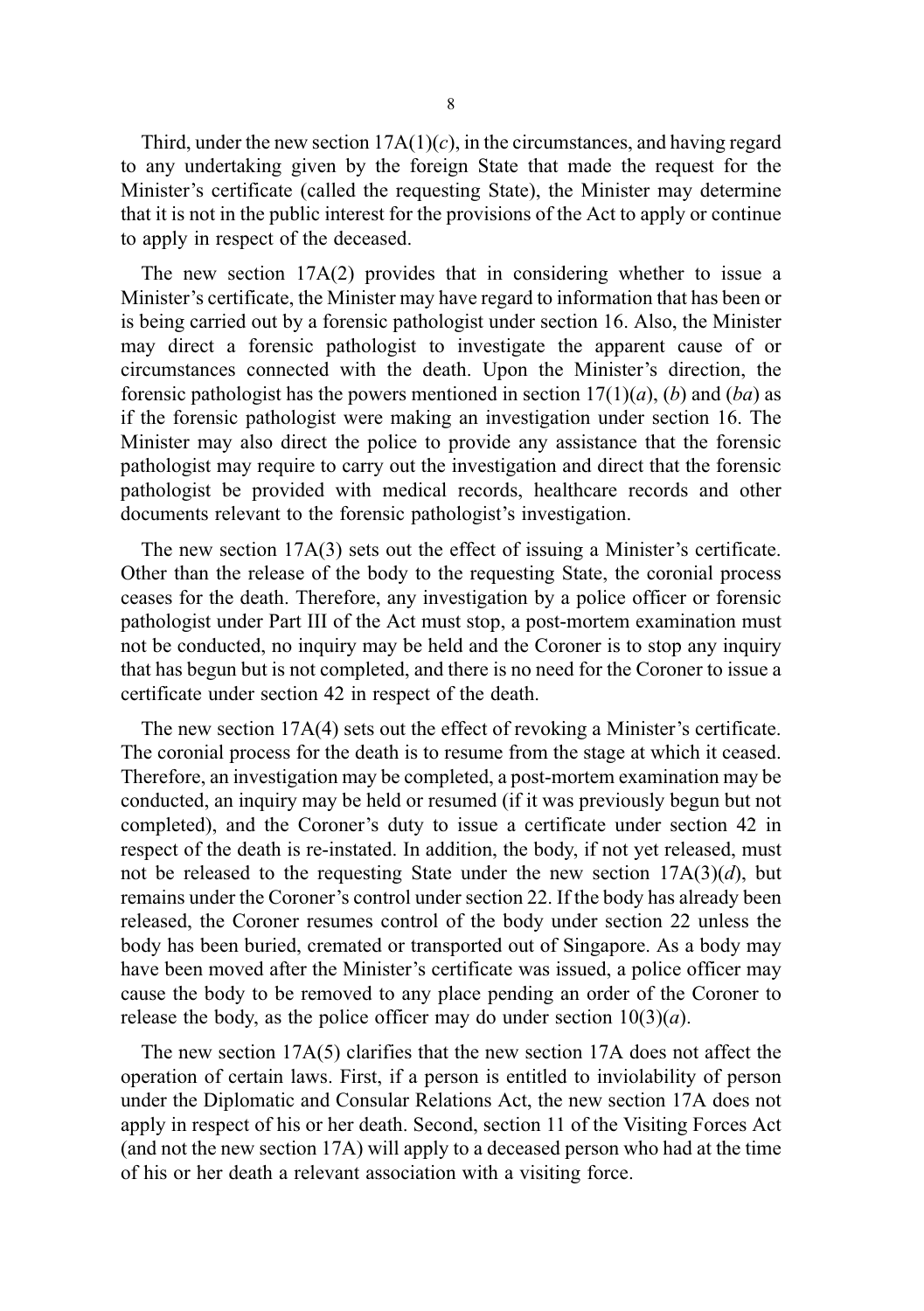Third, under the new section 17A(1)(*c*), in the circumstances, and having regard to any undertaking given by the foreign State that made the request for the Minister's certificate (called the requesting State), the Minister may determine that it is not in the public interest for the provisions of the Act to apply or continue to apply in respect of the deceased.

The new section 17A(2) provides that in considering whether to issue a Minister's certificate, the Minister may have regard to information that has been or is being carried out by a forensic pathologist under section 16. Also, the Minister may direct a forensic pathologist to investigate the apparent cause of or circumstances connected with the death. Upon the Minister's direction, the forensic pathologist has the powers mentioned in section 17(1)(*a*), (*b*) and (*ba*) as if the forensic pathologist were making an investigation under section 16. The Minister may also direct the police to provide any assistance that the forensic pathologist may require to carry out the investigation and direct that the forensic pathologist be provided with medical records, healthcare records and other documents relevant to the forensic pathologist's investigation.

The new section 17A(3) sets out the effect of issuing a Minister's certificate. Other than the release of the body to the requesting State, the coronial process ceases for the death. Therefore, any investigation by a police officer or forensic pathologist under Part III of the Act must stop, a post-mortem examination must not be conducted, no inquiry may be held and the Coroner is to stop any inquiry that has begun but is not completed, and there is no need for the Coroner to issue a certificate under section 42 in respect of the death.

The new section 17A(4) sets out the effect of revoking a Minister's certificate. The coronial process for the death is to resume from the stage at which it ceased. Therefore, an investigation may be completed, a post-mortem examination may be conducted, an inquiry may be held or resumed (if it was previously begun but not completed), and the Coroner's duty to issue a certificate under section 42 in respect of the death is re-instated. In addition, the body, if not yet released, must not be released to the requesting State under the new section 17A(3)(*d*), but remains under the Coroner's control under section 22. If the body has already been released, the Coroner resumes control of the body under section 22 unless the body has been buried, cremated or transported out of Singapore. As a body may have been moved after the Minister's certificate was issued, a police officer may cause the body to be removed to any place pending an order of the Coroner to release the body, as the police officer may do under section 10(3)(*a*).

The new section 17A(5) clarifies that the new section 17A does not affect the operation of certain laws. First, if a person is entitled to inviolability of person under the Diplomatic and Consular Relations Act, the new section 17A does not apply in respect of his or her death. Second, section 11 of the Visiting Forces Act (and not the new section 17A) will apply to a deceased person who had at the time of his or her death a relevant association with a visiting force.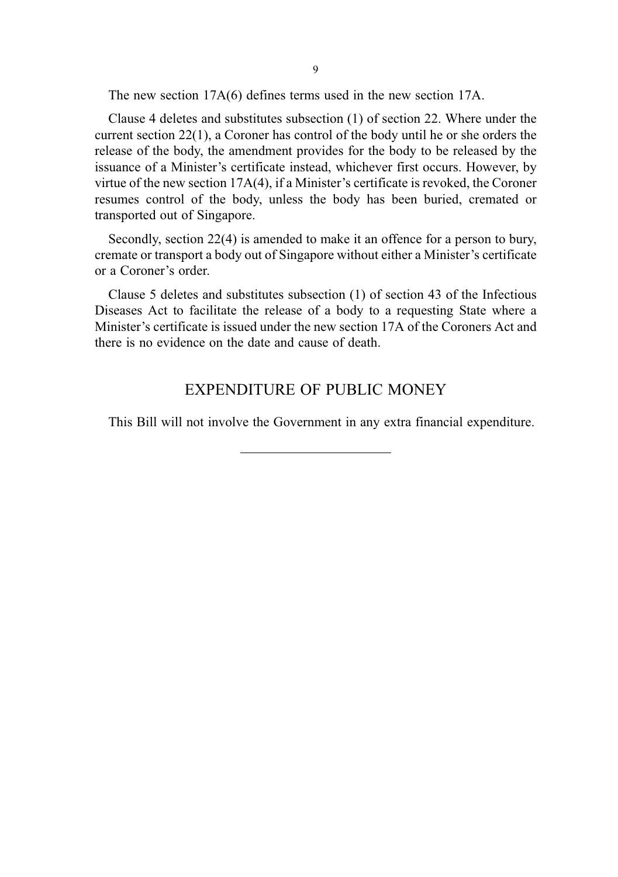The new section 17A(6) defines terms used in the new section 17A.

Clause 4 deletes and substitutes subsection (1) of section 22. Where under the current section 22(1), a Coroner has control of the body until he or she orders the release of the body, the amendment provides for the body to be released by the issuance of a Minister's certificate instead, whichever first occurs. However, by virtue of the new section 17A(4), if a Minister's certificate is revoked, the Coroner resumes control of the body, unless the body has been buried, cremated or transported out of Singapore.

Secondly, section 22(4) is amended to make it an offence for a person to bury, cremate or transport a body out of Singapore without either a Minister's certificate or a Coroner's order.

Clause 5 deletes and substitutes subsection (1) of section 43 of the Infectious Diseases Act to facilitate the release of a body to a requesting State where a Minister's certificate is issued under the new section 17A of the Coroners Act and there is no evidence on the date and cause of death.

## EXPENDITURE OF PUBLIC MONEY

This Bill will not involve the Government in any extra financial expenditure.